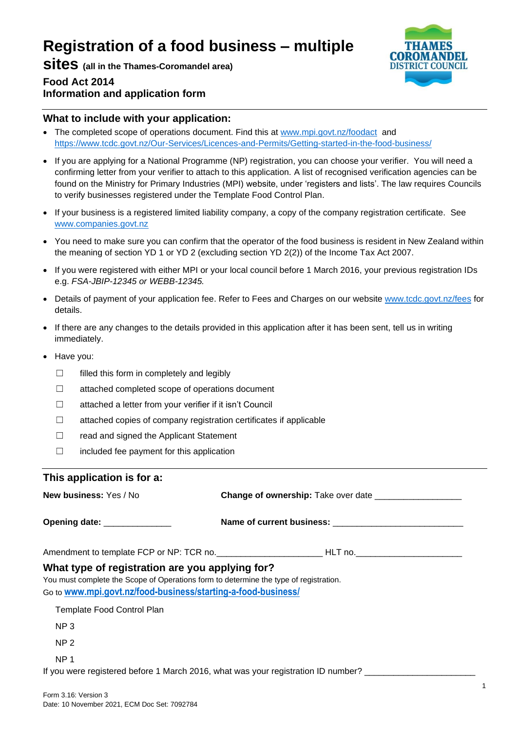# Registration of a food business – multiple sites (all in the Thames-Coromandel area)

**Food Act 2014**
**Information and application form**

## What to include with your application:

- The completed scope of operations document. Find this at www.mpi.govt.nz/foodact and https://www.tcdc.govt.nz/Our-Services/Licences-and-Permits/Getting-started-in-the-food-business/
- If you are applying for a National Programme (NP) registration, you can choose your verifier. You will need a confirming letter from your verifier to attach to this application. A list of recognised verification agencies can be found on the Ministry for Primary Industries (MPI) website, under 'registers and lists'. The law requires Councils to verify businesses registered under the Template Food Control Plan.
- If your business is a registered limited liability company, a copy of the company registration certificate. See www.companies.govt.nz
- You need to make sure you can confirm that the operator of the food business is resident in New Zealand within the meaning of section YD 1 or YD 2 (excluding section YD 2(2)) of the Income Tax Act 2007.
- If you were registered with either MPI or your local council before 1 March 2016, your previous registration IDs e.g. *FSA-JBIP-12345 or WEBB-12345.*
- Details of payment of your application fee. Refer to Fees and Charges on our website www.tcdc.govt.nz/fees for details.
- If there are any changes to the details provided in this application after it has been sent, tell us in writing immediately.
- Have you:

  ☐ filled this form in completely and legibly

  ☐ attached completed scope of operations document

  ☐ attached a letter from your verifier if it isn't Council

  ☐ attached copies of company registration certificates if applicable

  ☐ read and signed the Applicant Statement

  ☐ included fee payment for this application

## This application is for a:

**New business:** Yes / No

**Change of ownership:** Take over date ___________________

**Opening date:** _______________

**Name of current business:** ____________________________

Amendment to template FCP or NP: TCR no.______________________ HLT no.______________________

## What type of registration are you applying for?

You must complete the Scope of Operations form to determine the type of registration.
Go to **www.mpi.govt.nz/food-business/starting-a-food-business/**

Template Food Control Plan

NP 3

NP 2

NP 1

If you were registered before 1 March 2016, what was your registration ID number? _______________________

Form 3.16: Version 3
Date: 10 November 2021, ECM Doc Set: 7092784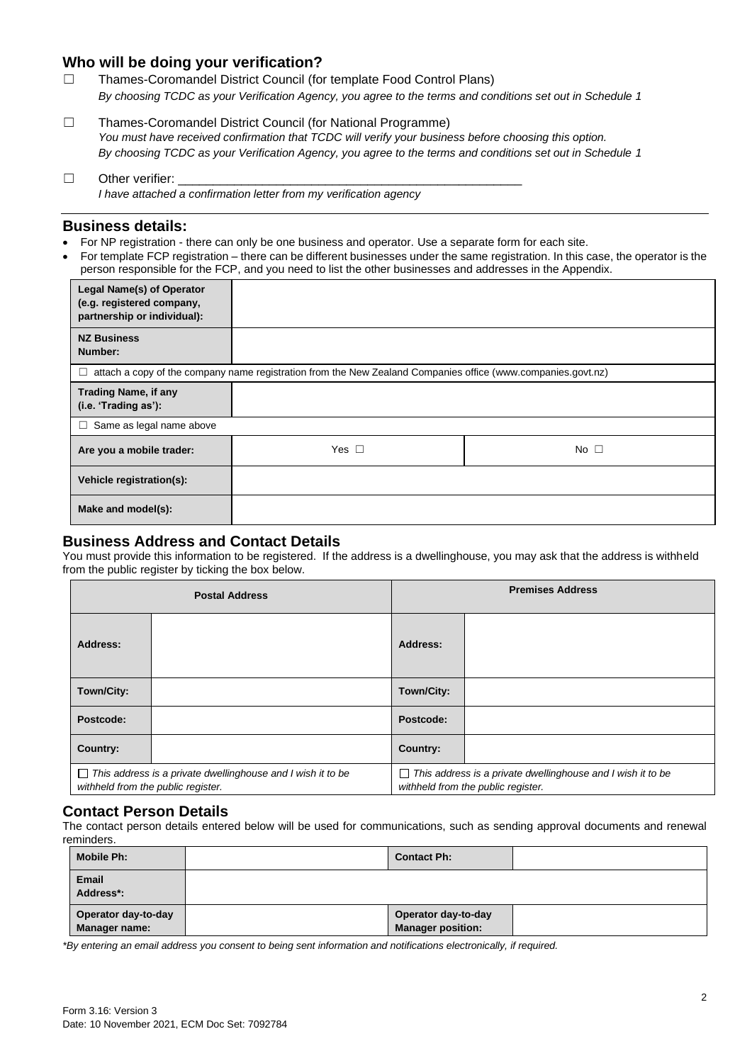## Who will be doing your verification?

☐ Thames-Coromandel District Council (for template Food Control Plans)
*By choosing TCDC as your Verification Agency, you agree to the terms and conditions set out in Schedule 1*

☐ Thames-Coromandel District Council (for National Programme)
*You must have received confirmation that TCDC will verify your business before choosing this option.*
*By choosing TCDC as your Verification Agency, you agree to the terms and conditions set out in Schedule 1*

☐ Other verifier: ___________________________________________________
*I have attached a confirmation letter from my verification agency*

## Business details:

- For NP registration - there can only be one business and operator. Use a separate form for each site.
- For template FCP registration – there can be different businesses under the same registration. In this case, the operator is the person responsible for the FCP, and you need to list the other businesses and addresses in the Appendix.

| | | |
|---|---|---|
| **Legal Name(s) of Operator (e.g. registered company, partnership or individual):** | | |
| **NZ Business Number:** | | |
| ☐ attach a copy of the company name registration from the New Zealand Companies office (www.companies.govt.nz) | | |
| **Trading Name, if any (i.e. 'Trading as'):** | | |
| ☐ Same as legal name above | | |
| **Are you a mobile trader:** | Yes ☐ | No ☐ |
| **Vehicle registration(s):** | | |
| **Make and model(s):** | | |

## Business Address and Contact Details

You must provide this information to be registered. If the address is a dwellinghouse, you may ask that the address is withheld from the public register by ticking the box below.

| **Postal Address** | | **Premises Address** | |
|---|---|---|---|
| **Address:** | | **Address:** | |
| **Town/City:** | | **Town/City:** | |
| **Postcode:** | | **Postcode:** | |
| **Country:** | | **Country:** | |
| ☐ *This address is a private dwellinghouse and I wish it to be withheld from the public register.* | | ☐ *This address is a private dwellinghouse and I wish it to be withheld from the public register.* | |

## Contact Person Details

The contact person details entered below will be used for communications, such as sending approval documents and renewal reminders.

| | | | |
|---|---|---|---|
| **Mobile Ph:** | | **Contact Ph:** | |
| **Email Address*:** | | | |
| **Operator day-to-day Manager name:** | | **Operator day-to-day Manager position:** | |

*\*By entering an email address you consent to being sent information and notifications electronically, if required.*

Form 3.16: Version 3
Date: 10 November 2021, ECM Doc Set: 7092784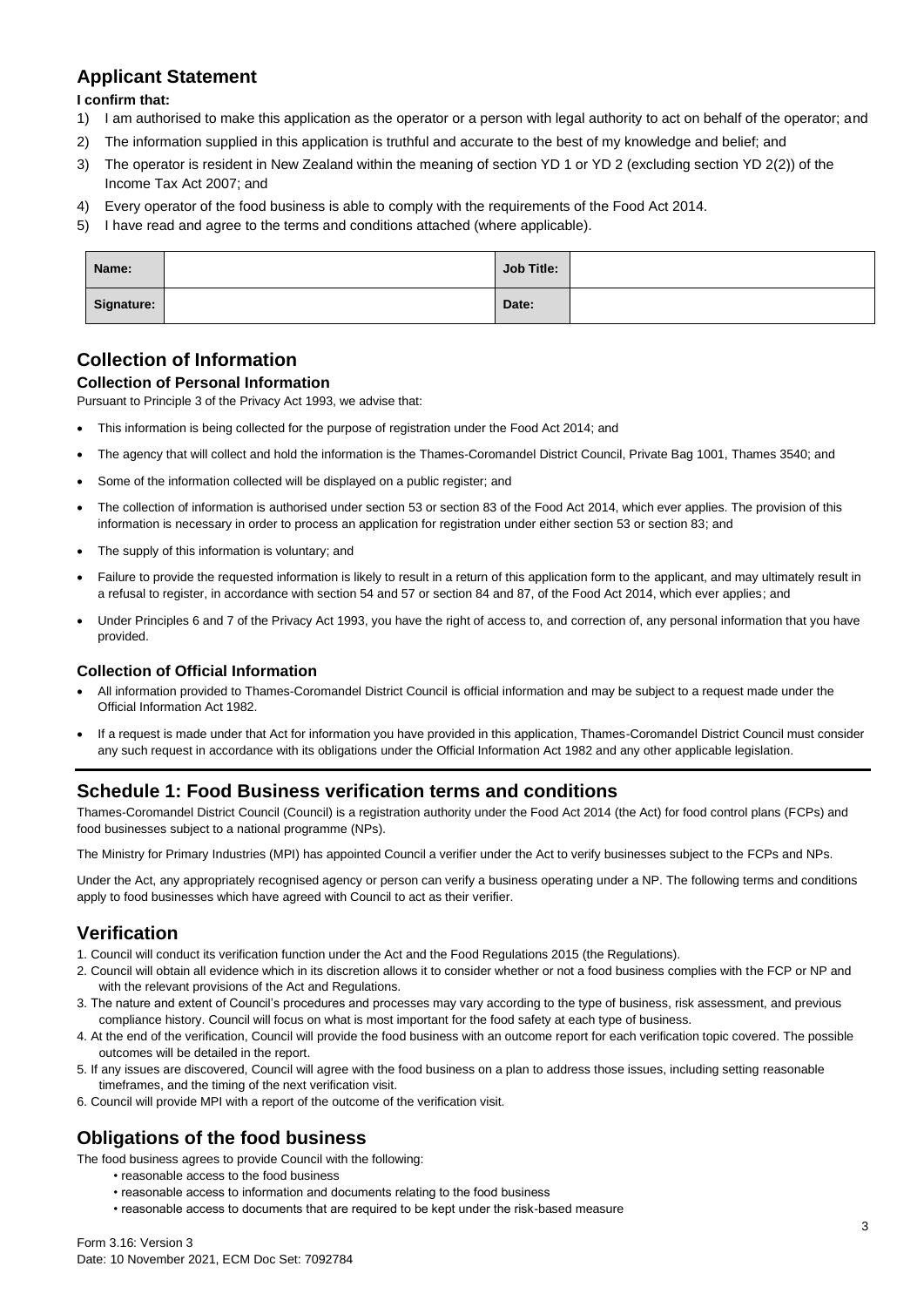## Applicant Statement

**I confirm that:**

1) I am authorised to make this application as the operator or a person with legal authority to act on behalf of the operator; and
2) The information supplied in this application is truthful and accurate to the best of my knowledge and belief; and
3) The operator is resident in New Zealand within the meaning of section YD 1 or YD 2 (excluding section YD 2(2)) of the Income Tax Act 2007; and
4) Every operator of the food business is able to comply with the requirements of the Food Act 2014.
5) I have read and agree to the terms and conditions attached (where applicable).

| **Name:** | | **Job Title:** | |
|---|---|---|---|
| **Signature:** | | **Date:** | |

## Collection of Information

### Collection of Personal Information

Pursuant to Principle 3 of the Privacy Act 1993, we advise that:

- This information is being collected for the purpose of registration under the Food Act 2014; and
- The agency that will collect and hold the information is the Thames-Coromandel District Council, Private Bag 1001, Thames 3540; and
- Some of the information collected will be displayed on a public register; and
- The collection of information is authorised under section 53 or section 83 of the Food Act 2014, which ever applies. The provision of this information is necessary in order to process an application for registration under either section 53 or section 83; and
- The supply of this information is voluntary; and
- Failure to provide the requested information is likely to result in a return of this application form to the applicant, and may ultimately result in a refusal to register, in accordance with section 54 and 57 or section 84 and 87, of the Food Act 2014, which ever applies; and
- Under Principles 6 and 7 of the Privacy Act 1993, you have the right of access to, and correction of, any personal information that you have provided.

### Collection of Official Information

- All information provided to Thames-Coromandel District Council is official information and may be subject to a request made under the Official Information Act 1982.
- If a request is made under that Act for information you have provided in this application, Thames-Coromandel District Council must consider any such request in accordance with its obligations under the Official Information Act 1982 and any other applicable legislation.

## Schedule 1: Food Business verification terms and conditions

Thames-Coromandel District Council (Council) is a registration authority under the Food Act 2014 (the Act) for food control plans (FCPs) and food businesses subject to a national programme (NPs).

The Ministry for Primary Industries (MPI) has appointed Council a verifier under the Act to verify businesses subject to the FCPs and NPs.

Under the Act, any appropriately recognised agency or person can verify a business operating under a NP. The following terms and conditions apply to food businesses which have agreed with Council to act as their verifier.

## Verification

1. Council will conduct its verification function under the Act and the Food Regulations 2015 (the Regulations).
2. Council will obtain all evidence which in its discretion allows it to consider whether or not a food business complies with the FCP or NP and with the relevant provisions of the Act and Regulations.
3. The nature and extent of Council's procedures and processes may vary according to the type of business, risk assessment, and previous compliance history. Council will focus on what is most important for the food safety at each type of business.
4. At the end of the verification, Council will provide the food business with an outcome report for each verification topic covered. The possible outcomes will be detailed in the report.
5. If any issues are discovered, Council will agree with the food business on a plan to address those issues, including setting reasonable timeframes, and the timing of the next verification visit.
6. Council will provide MPI with a report of the outcome of the verification visit.

## Obligations of the food business

The food business agrees to provide Council with the following:

- reasonable access to the food business
- reasonable access to information and documents relating to the food business
- reasonable access to documents that are required to be kept under the risk-based measure

Form 3.16: Version 3
Date: 10 November 2021, ECM Doc Set: 7092784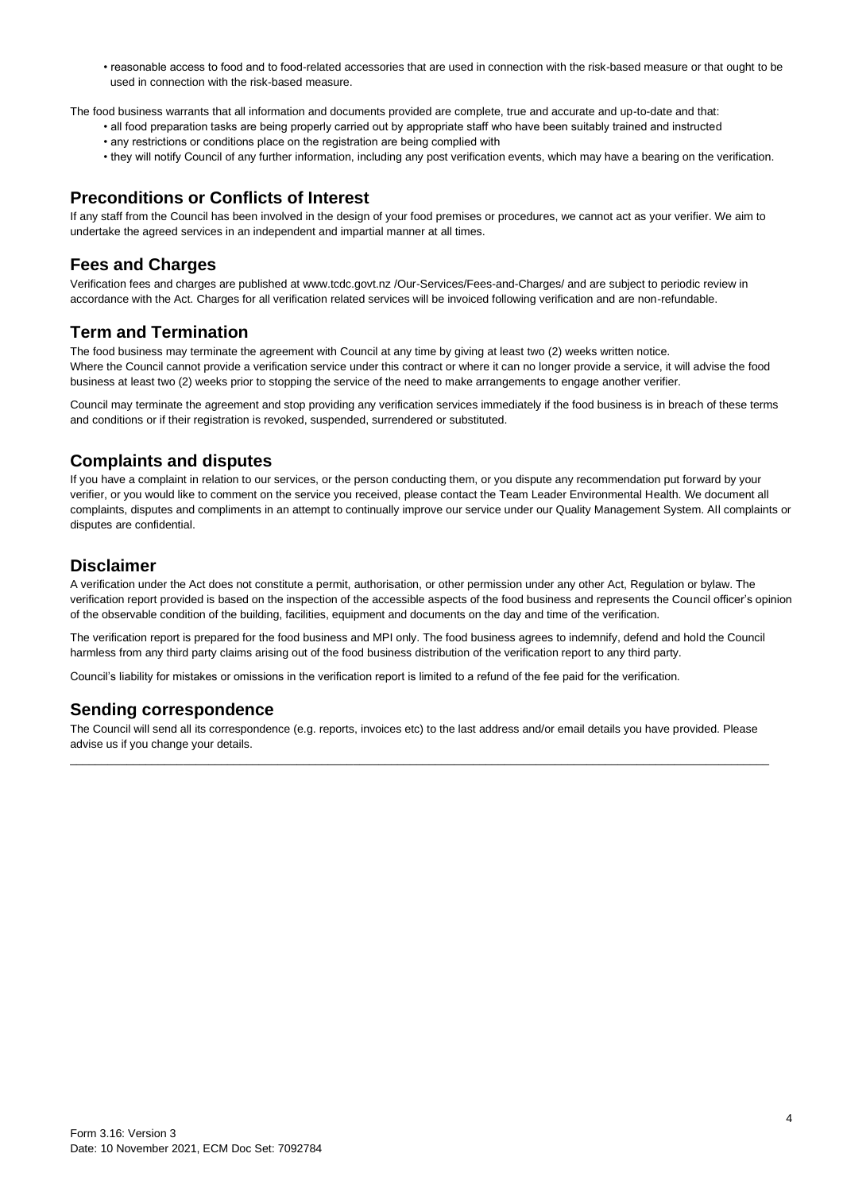- reasonable access to food and to food-related accessories that are used in connection with the risk-based measure or that ought to be used in connection with the risk-based measure.

The food business warrants that all information and documents provided are complete, true and accurate and up-to-date and that:

- all food preparation tasks are being properly carried out by appropriate staff who have been suitably trained and instructed
- any restrictions or conditions place on the registration are being complied with
- they will notify Council of any further information, including any post verification events, which may have a bearing on the verification.

## Preconditions or Conflicts of Interest

If any staff from the Council has been involved in the design of your food premises or procedures, we cannot act as your verifier. We aim to undertake the agreed services in an independent and impartial manner at all times.

## Fees and Charges

Verification fees and charges are published at www.tcdc.govt.nz /Our-Services/Fees-and-Charges/ and are subject to periodic review in accordance with the Act. Charges for all verification related services will be invoiced following verification and are non-refundable.

## Term and Termination

The food business may terminate the agreement with Council at any time by giving at least two (2) weeks written notice.
Where the Council cannot provide a verification service under this contract or where it can no longer provide a service, it will advise the food business at least two (2) weeks prior to stopping the service of the need to make arrangements to engage another verifier.

Council may terminate the agreement and stop providing any verification services immediately if the food business is in breach of these terms and conditions or if their registration is revoked, suspended, surrendered or substituted.

## Complaints and disputes

If you have a complaint in relation to our services, or the person conducting them, or you dispute any recommendation put forward by your verifier, or you would like to comment on the service you received, please contact the Team Leader Environmental Health. We document all complaints, disputes and compliments in an attempt to continually improve our service under our Quality Management System. All complaints or disputes are confidential.

## Disclaimer

A verification under the Act does not constitute a permit, authorisation, or other permission under any other Act, Regulation or bylaw. The verification report provided is based on the inspection of the accessible aspects of the food business and represents the Council officer's opinion of the observable condition of the building, facilities, equipment and documents on the day and time of the verification.

The verification report is prepared for the food business and MPI only. The food business agrees to indemnify, defend and hold the Council harmless from any third party claims arising out of the food business distribution of the verification report to any third party.

Council's liability for mistakes or omissions in the verification report is limited to a refund of the fee paid for the verification.

## Sending correspondence

The Council will send all its correspondence (e.g. reports, invoices etc) to the last address and/or email details you have provided. Please advise us if you change your details.

---

Form 3.16: Version 3
Date: 10 November 2021, ECM Doc Set: 7092784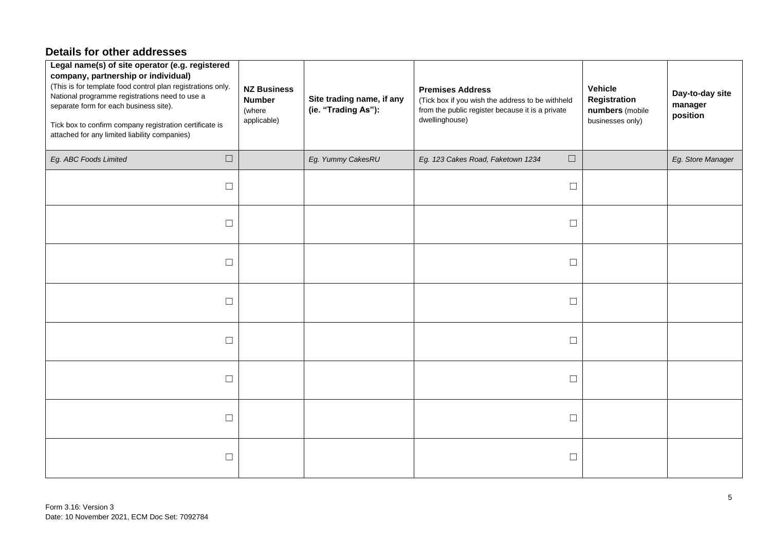## Details for other addresses

| **Legal name(s) of site operator (e.g. registered company, partnership or individual)** (This is for template food control plan registrations only. National programme registrations need to use a separate form for each business site). Tick box to confirm company registration certificate is attached for any limited liability companies) | **NZ Business Number** (where applicable) | **Site trading name, if any (ie. "Trading As"):** | **Premises Address** (Tick box if you wish the address to be withheld from the public register because it is a private dwellinghouse) | **Vehicle Registration numbers** (mobile businesses only) | **Day-to-day site manager position** |
|---|---|---|---|---|---|
| *Eg. ABC Foods Limited* ☐ | | *Eg. Yummy CakesRU* | *Eg. 123 Cakes Road, Faketown 1234* ☐ | | *Eg. Store Manager* |
| ☐ | | | ☐ | | |
| ☐ | | | ☐ | | |
| ☐ | | | ☐ | | |
| ☐ | | | ☐ | | |
| ☐ | | | ☐ | | |
| ☐ | | | ☐ | | |
| ☐ | | | ☐ | | |
| ☐ | | | ☐ | | |

Form 3.16: Version 3
Date: 10 November 2021, ECM Doc Set: 7092784